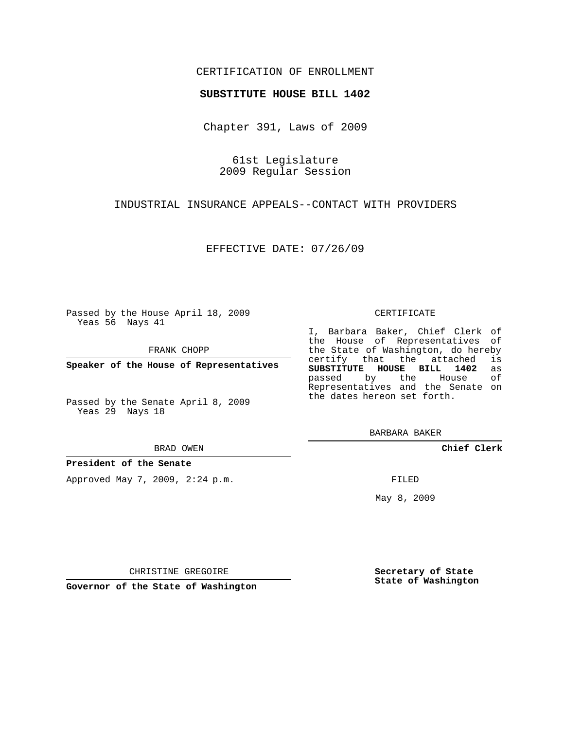CERTIFICATION OF ENROLLMENT

**SUBSTITUTE HOUSE BILL 1402**

Chapter 391, Laws of 2009

61st Legislature
2009 Regular Session

INDUSTRIAL INSURANCE APPEALS--CONTACT WITH PROVIDERS

EFFECTIVE DATE: 07/26/09

Passed by the House April 18, 2009
Yeas 56 Nays 41

FRANK CHOPP

**Speaker of the House of Representatives**

Passed by the Senate April 8, 2009
Yeas 29 Nays 18

BRAD OWEN

**President of the Senate**

Approved May 7, 2009, 2:24 p.m.

CHRISTINE GREGOIRE

**Governor of the State of Washington**

CERTIFICATE

I, Barbara Baker, Chief Clerk of the House of Representatives of the State of Washington, do hereby certify that the attached is **SUBSTITUTE HOUSE BILL 1402** as passed by the House of Representatives and the Senate on the dates hereon set forth.

BARBARA BAKER

**Chief Clerk**

FILED

May 8, 2009

**Secretary of State**
**State of Washington**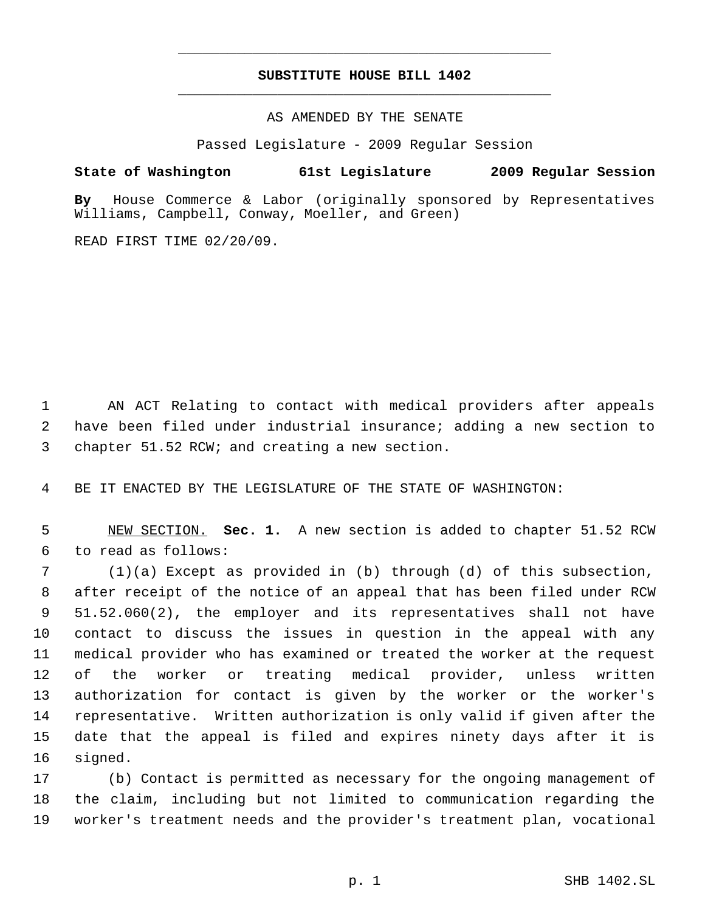# SUBSTITUTE HOUSE BILL 1402

AS AMENDED BY THE SENATE

Passed Legislature - 2009 Regular Session

**State of Washington 61st Legislature 2009 Regular Session**

**By** House Commerce & Labor (originally sponsored by Representatives Williams, Campbell, Conway, Moeller, and Green)

READ FIRST TIME 02/20/09.

AN ACT Relating to contact with medical providers after appeals have been filed under industrial insurance; adding a new section to chapter 51.52 RCW; and creating a new section.

BE IT ENACTED BY THE LEGISLATURE OF THE STATE OF WASHINGTON:

NEW SECTION. **Sec. 1.** A new section is added to chapter 51.52 RCW to read as follows:

(1)(a) Except as provided in (b) through (d) of this subsection, after receipt of the notice of an appeal that has been filed under RCW 51.52.060(2), the employer and its representatives shall not have contact to discuss the issues in question in the appeal with any medical provider who has examined or treated the worker at the request of the worker or treating medical provider, unless written authorization for contact is given by the worker or the worker's representative. Written authorization is only valid if given after the date that the appeal is filed and expires ninety days after it is signed.

(b) Contact is permitted as necessary for the ongoing management of the claim, including but not limited to communication regarding the worker's treatment needs and the provider's treatment plan, vocational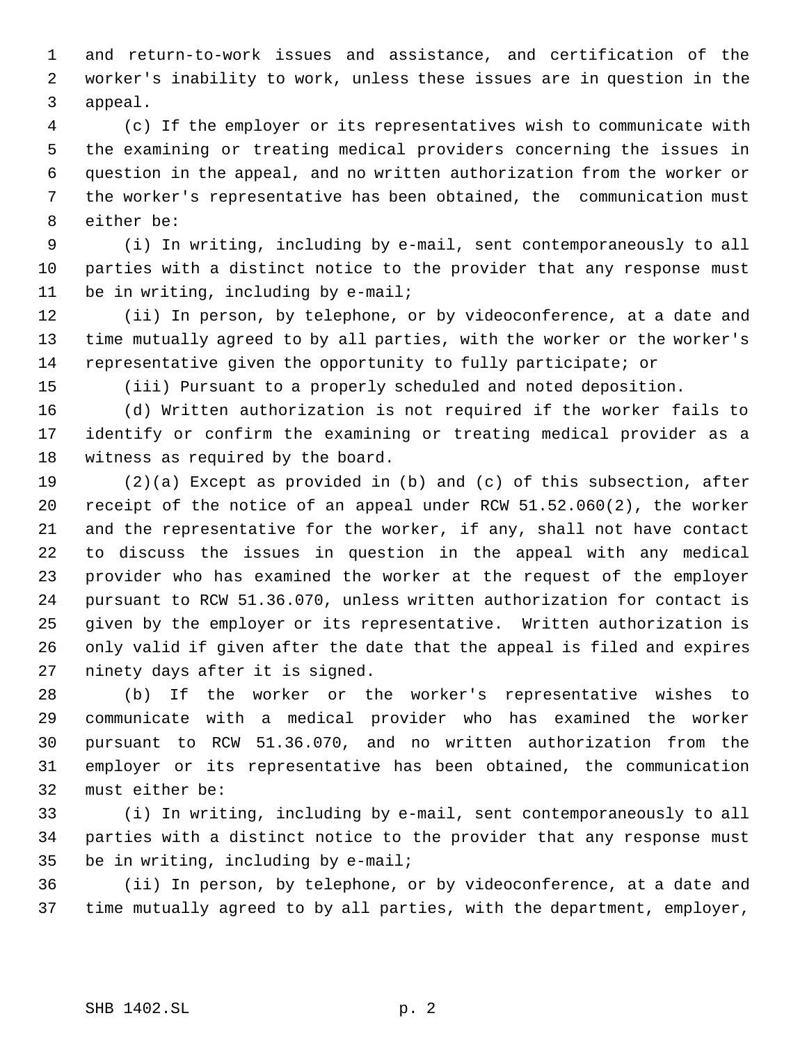and return-to-work issues and assistance, and certification of the worker's inability to work, unless these issues are in question in the appeal.

(c) If the employer or its representatives wish to communicate with the examining or treating medical providers concerning the issues in question in the appeal, and no written authorization from the worker or the worker's representative has been obtained, the communication must either be:

(i) In writing, including by e-mail, sent contemporaneously to all parties with a distinct notice to the provider that any response must be in writing, including by e-mail;

(ii) In person, by telephone, or by videoconference, at a date and time mutually agreed to by all parties, with the worker or the worker's representative given the opportunity to fully participate; or

(iii) Pursuant to a properly scheduled and noted deposition.

(d) Written authorization is not required if the worker fails to identify or confirm the examining or treating medical provider as a witness as required by the board.

(2)(a) Except as provided in (b) and (c) of this subsection, after receipt of the notice of an appeal under RCW 51.52.060(2), the worker and the representative for the worker, if any, shall not have contact to discuss the issues in question in the appeal with any medical provider who has examined the worker at the request of the employer pursuant to RCW 51.36.070, unless written authorization for contact is given by the employer or its representative. Written authorization is only valid if given after the date that the appeal is filed and expires ninety days after it is signed.

(b) If the worker or the worker's representative wishes to communicate with a medical provider who has examined the worker pursuant to RCW 51.36.070, and no written authorization from the employer or its representative has been obtained, the communication must either be:

(i) In writing, including by e-mail, sent contemporaneously to all parties with a distinct notice to the provider that any response must be in writing, including by e-mail;

(ii) In person, by telephone, or by videoconference, at a date and time mutually agreed to by all parties, with the department, employer,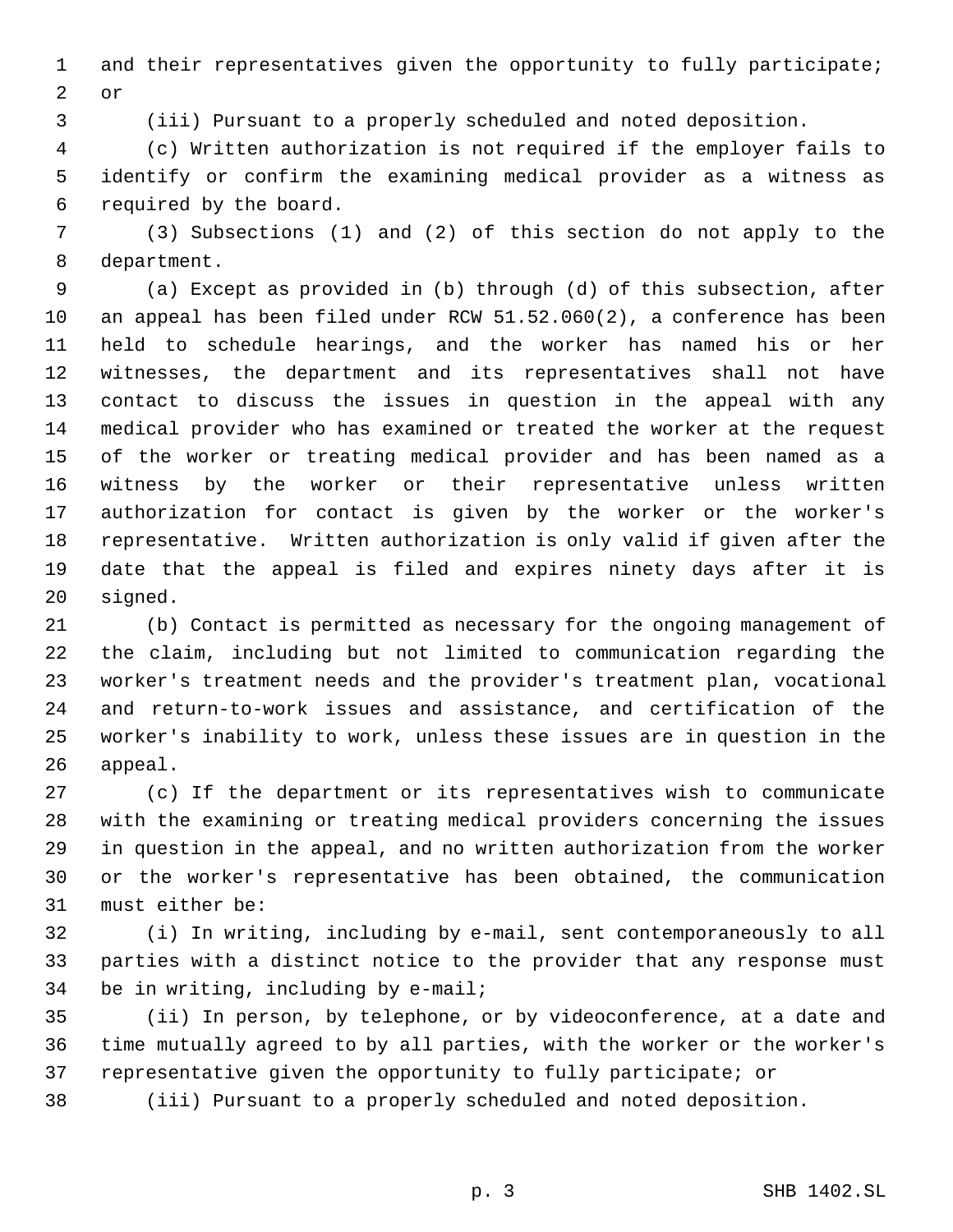and their representatives given the opportunity to fully participate; or

(iii) Pursuant to a properly scheduled and noted deposition.

(c) Written authorization is not required if the employer fails to identify or confirm the examining medical provider as a witness as required by the board.

(3) Subsections (1) and (2) of this section do not apply to the department.

(a) Except as provided in (b) through (d) of this subsection, after an appeal has been filed under RCW 51.52.060(2), a conference has been held to schedule hearings, and the worker has named his or her witnesses, the department and its representatives shall not have contact to discuss the issues in question in the appeal with any medical provider who has examined or treated the worker at the request of the worker or treating medical provider and has been named as a witness by the worker or their representative unless written authorization for contact is given by the worker or the worker's representative. Written authorization is only valid if given after the date that the appeal is filed and expires ninety days after it is signed.

(b) Contact is permitted as necessary for the ongoing management of the claim, including but not limited to communication regarding the worker's treatment needs and the provider's treatment plan, vocational and return-to-work issues and assistance, and certification of the worker's inability to work, unless these issues are in question in the appeal.

(c) If the department or its representatives wish to communicate with the examining or treating medical providers concerning the issues in question in the appeal, and no written authorization from the worker or the worker's representative has been obtained, the communication must either be:

(i) In writing, including by e-mail, sent contemporaneously to all parties with a distinct notice to the provider that any response must be in writing, including by e-mail;

(ii) In person, by telephone, or by videoconference, at a date and time mutually agreed to by all parties, with the worker or the worker's representative given the opportunity to fully participate; or

(iii) Pursuant to a properly scheduled and noted deposition.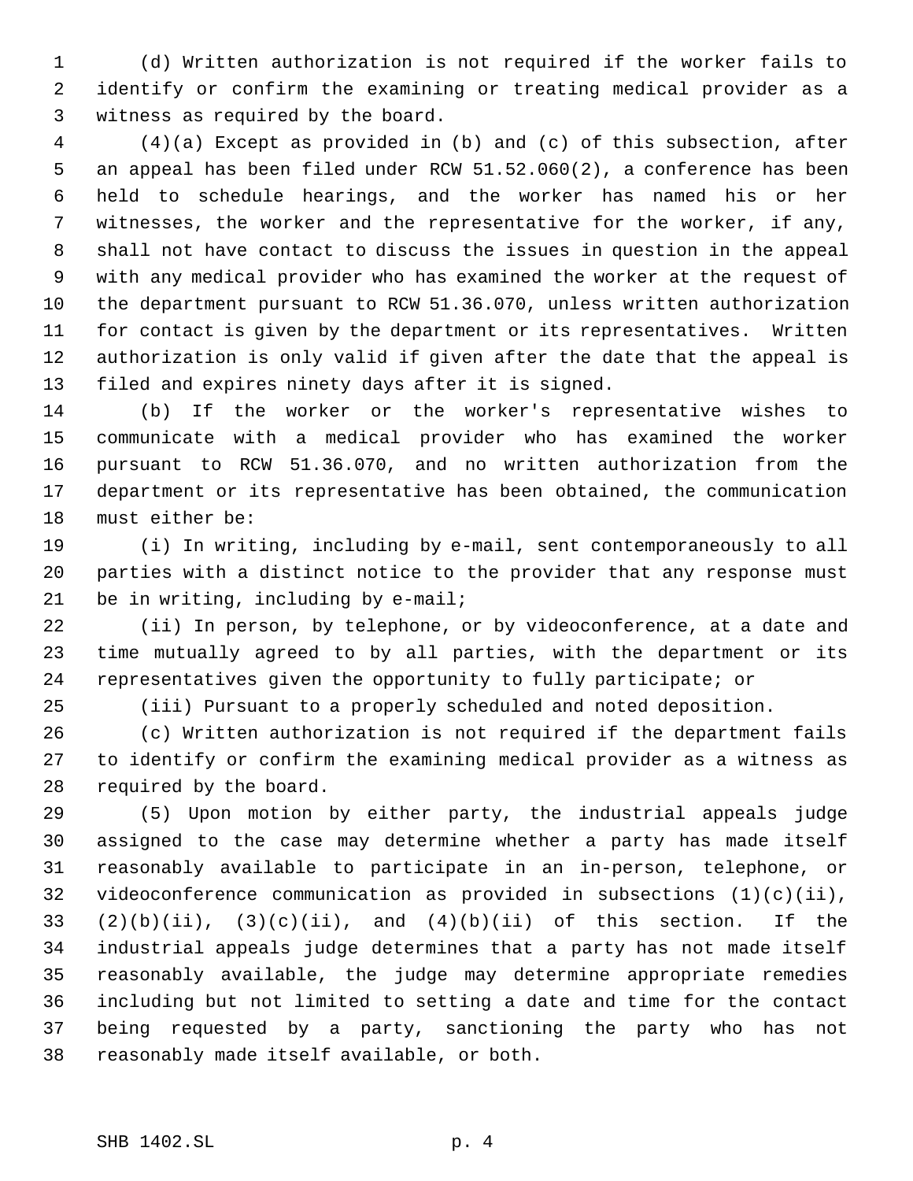(d) Written authorization is not required if the worker fails to identify or confirm the examining or treating medical provider as a witness as required by the board.

(4)(a) Except as provided in (b) and (c) of this subsection, after an appeal has been filed under RCW 51.52.060(2), a conference has been held to schedule hearings, and the worker has named his or her witnesses, the worker and the representative for the worker, if any, shall not have contact to discuss the issues in question in the appeal with any medical provider who has examined the worker at the request of the department pursuant to RCW 51.36.070, unless written authorization for contact is given by the department or its representatives. Written authorization is only valid if given after the date that the appeal is filed and expires ninety days after it is signed.

(b) If the worker or the worker's representative wishes to communicate with a medical provider who has examined the worker pursuant to RCW 51.36.070, and no written authorization from the department or its representative has been obtained, the communication must either be:

(i) In writing, including by e-mail, sent contemporaneously to all parties with a distinct notice to the provider that any response must be in writing, including by e-mail;

(ii) In person, by telephone, or by videoconference, at a date and time mutually agreed to by all parties, with the department or its representatives given the opportunity to fully participate; or

(iii) Pursuant to a properly scheduled and noted deposition.

(c) Written authorization is not required if the department fails to identify or confirm the examining medical provider as a witness as required by the board.

(5) Upon motion by either party, the industrial appeals judge assigned to the case may determine whether a party has made itself reasonably available to participate in an in-person, telephone, or videoconference communication as provided in subsections (1)(c)(ii), (2)(b)(ii), (3)(c)(ii), and (4)(b)(ii) of this section. If the industrial appeals judge determines that a party has not made itself reasonably available, the judge may determine appropriate remedies including but not limited to setting a date and time for the contact being requested by a party, sanctioning the party who has not reasonably made itself available, or both.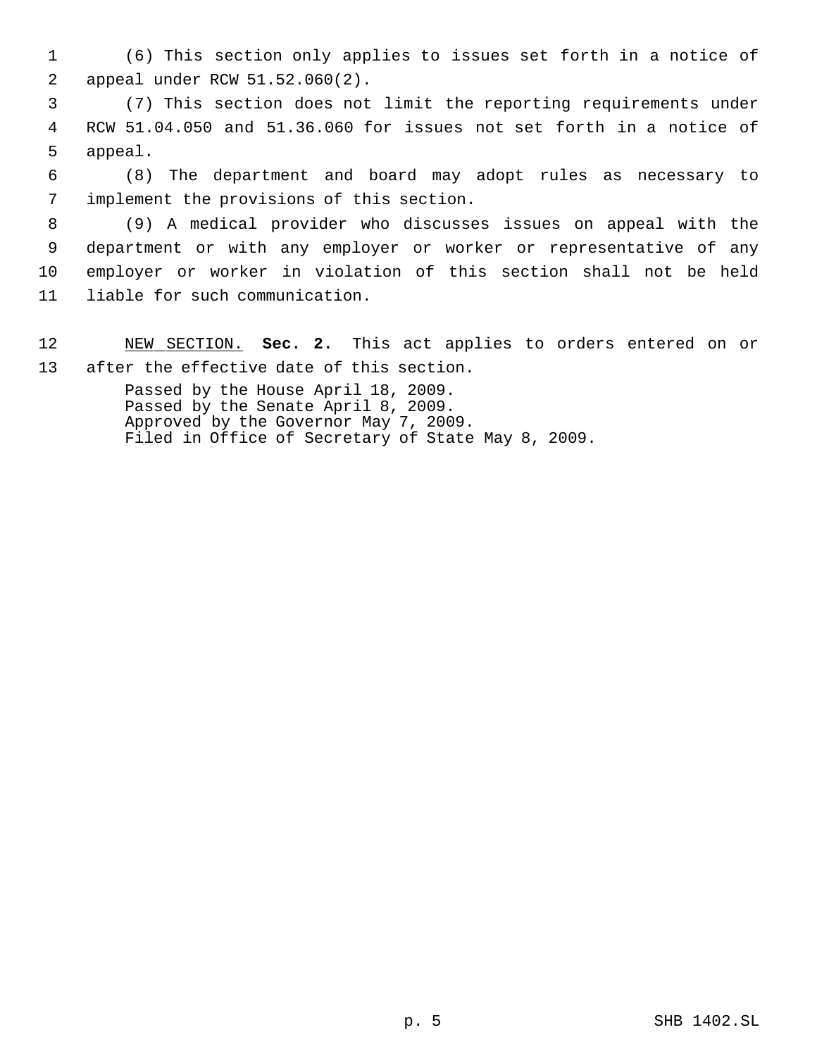(6) This section only applies to issues set forth in a notice of appeal under RCW 51.52.060(2).

(7) This section does not limit the reporting requirements under RCW 51.04.050 and 51.36.060 for issues not set forth in a notice of appeal.

(8) The department and board may adopt rules as necessary to implement the provisions of this section.

(9) A medical provider who discusses issues on appeal with the department or with any employer or worker or representative of any employer or worker in violation of this section shall not be held liable for such communication.

NEW SECTION. **Sec. 2.** This act applies to orders entered on or after the effective date of this section.

Passed by the House April 18, 2009.
Passed by the Senate April 8, 2009.
Approved by the Governor May 7, 2009.
Filed in Office of Secretary of State May 8, 2009.